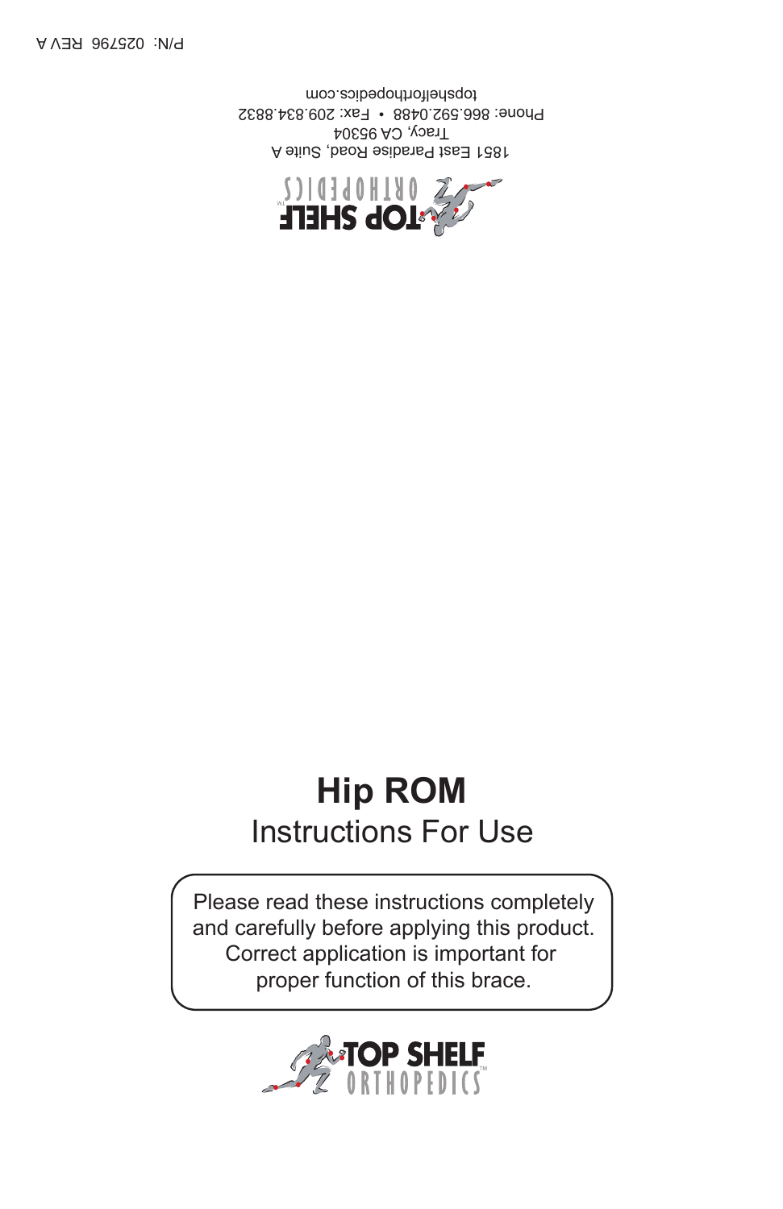P/N: 025796 REV A

1851 East Paradise Road, Suite A
Tracy, CA 95304
Phone: 866.592.0488 • Fax: 209.834.8832
topshelforthopedics.com

# Hip ROM

## Instructions For Use

Please read these instructions completely and carefully before applying this product. Correct application is important for proper function of this brace.

TOP SHELF ORTHOPEDICS™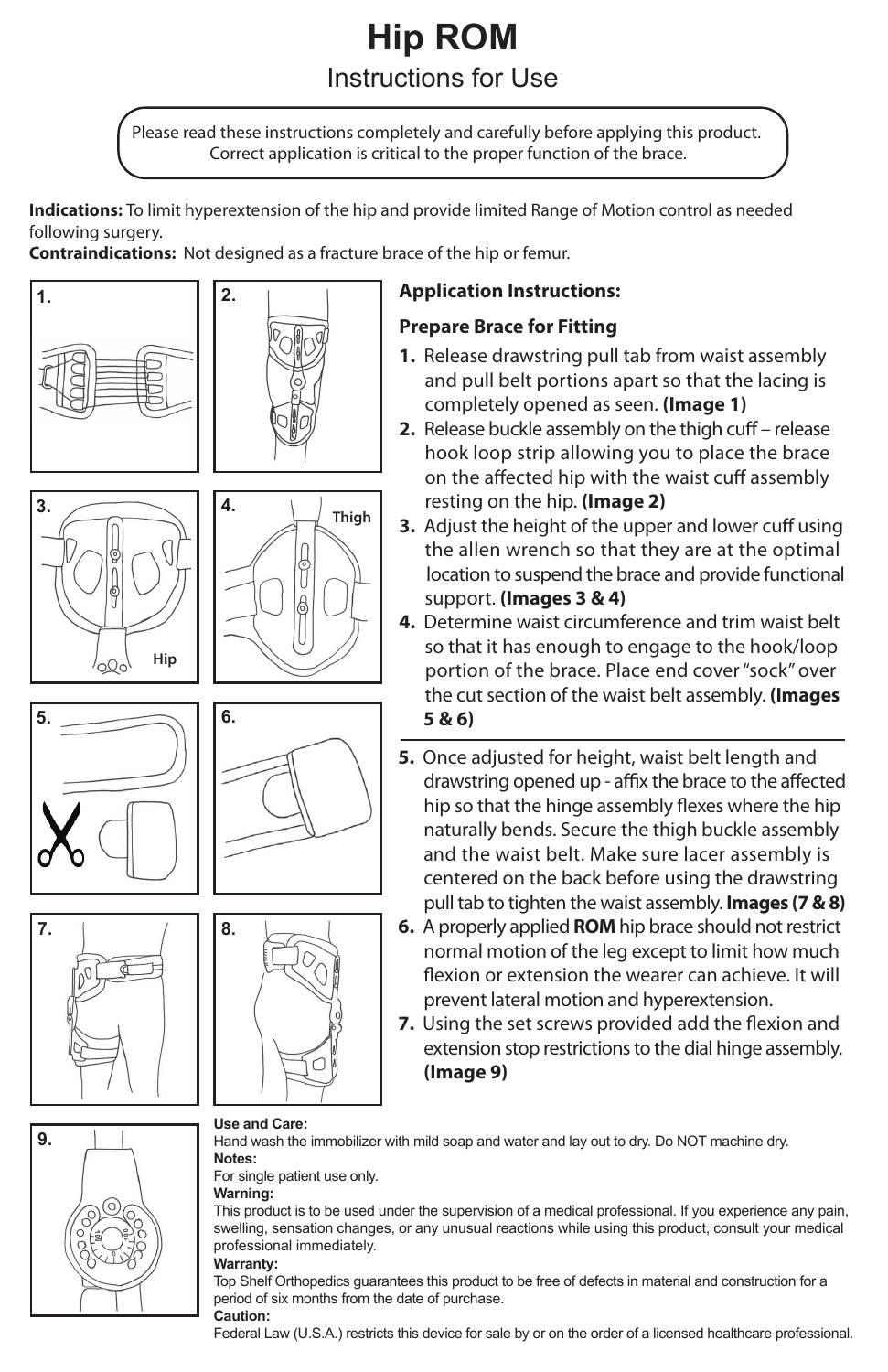# Hip ROM

## Instructions for Use

Please read these instructions completely and carefully before applying this product. Correct application is critical to the proper function of the brace.

**Indications:** To limit hyperextension of the hip and provide limited Range of Motion control as needed following surgery.

**Contraindications:** Not designed as a fracture brace of the hip or femur.

**Application Instructions:**

**Prepare Brace for Fitting**

1. Release drawstring pull tab from waist assembly and pull belt portions apart so that the lacing is completely opened as seen. **(Image 1)**
2. Release buckle assembly on the thigh cuff – release hook loop strip allowing you to place the brace on the affected hip with the waist cuff assembly resting on the hip. **(Image 2)**
3. Adjust the height of the upper and lower cuff using the allen wrench so that they are at the optimal location to suspend the brace and provide functional support. **(Images 3 & 4)**
4. Determine waist circumference and trim waist belt so that it has enough to engage to the hook/loop portion of the brace. Place end cover "sock" over the cut section of the waist belt assembly. **(Images 5 & 6)**

---

5. Once adjusted for height, waist belt length and drawstring opened up - affix the brace to the affected hip so that the hinge assembly flexes where the hip naturally bends. Secure the thigh buckle assembly and the waist belt. Make sure lacer assembly is centered on the back before using the drawstring pull tab to tighten the waist assembly. **Images (7 & 8)**
6. A properly applied **ROM** hip brace should not restrict normal motion of the leg except to limit how much flexion or extension the wearer can achieve. It will prevent lateral motion and hyperextension.
7. Using the set screws provided add the flexion and extension stop restrictions to the dial hinge assembly. **(Image 9)**

1.

2.

3.

Hip

4.

Thigh

5.

6.

7.

8.

9.

**Use and Care:**
Hand wash the immobilizer with mild soap and water and lay out to dry. Do NOT machine dry.

**Notes:**
For single patient use only.

**Warning:**
This product is to be used under the supervision of a medical professional. If you experience any pain, swelling, sensation changes, or any unusual reactions while using this product, consult your medical professional immediately.

**Warranty:**
Top Shelf Orthopedics guarantees this product to be free of defects in material and construction for a period of six months from the date of purchase.

**Caution:**
Federal Law (U.S.A.) restricts this device for sale by or on the order of a licensed healthcare professional.